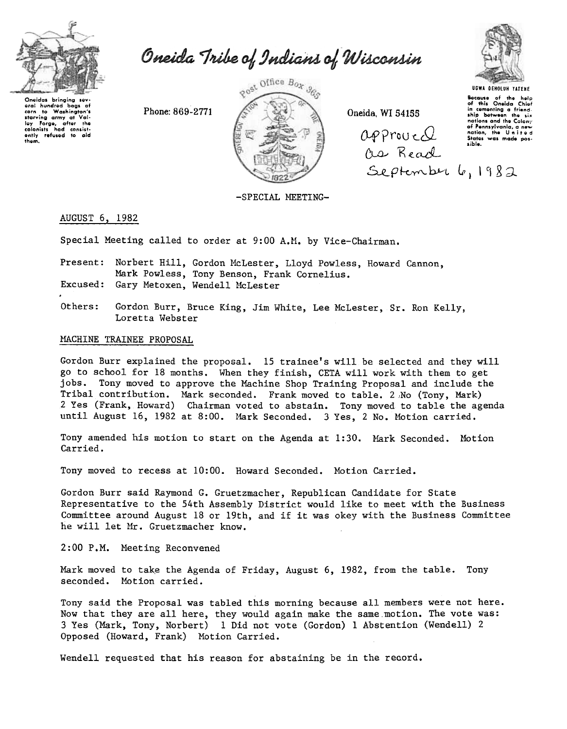Oneidas bringing several hundred bags of corn to Washington's starving army at Valley Forge, after the colonists had consistently refused to aid them.

# Oneida Tribe of Indians of Wisconsin

Phone: 869-2771

Post Office Box 365

Oneida, WI 54155

UGWA DEHOLUH YATEHE

Because of the help of this Oneida Chief in cementing a friendship between the six nations and the Colony of Pennsylvania, a new nation, the United States was made possible.

Approved as Read September 6, 1982

-SPECIAL MEETING-

AUGUST 6, 1982

Special Meeting called to order at 9:00 A.M. by Vice-Chairman.

Present: Norbert Hill, Gordon McLester, Lloyd Powless, Howard Cannon, Mark Powless, Tony Benson, Frank Cornelius.
Excused: Gary Metoxen, Wendell McLester

Others: Gordon Burr, Bruce King, Jim White, Lee McLester, Sr. Ron Kelly, Loretta Webster

## MACHINE TRAINEE PROPOSAL

Gordon Burr explained the proposal. 15 trainee's will be selected and they will go to school for 18 months. When they finish, CETA will work with them to get jobs. Tony moved to approve the Machine Shop Training Proposal and include the Tribal contribution. Mark seconded. Frank moved to table. 2 No (Tony, Mark) 2 Yes (Frank, Howard) Chairman voted to abstain. Tony moved to table the agenda until August 16, 1982 at 8:00. Mark Seconded. 3 Yes, 2 No. Motion carried.

Tony amended his motion to start on the Agenda at 1:30. Mark Seconded. Motion Carried.

Tony moved to recess at 10:00. Howard Seconded. Motion Carried.

Gordon Burr said Raymond G. Gruetzmacher, Republican Candidate for State Representative to the 54th Assembly District would like to meet with the Business Committee around August 18 or 19th, and if it was okey with the Business Committee he will let Mr. Gruetzmacher know.

2:00 P.M. Meeting Reconvened

Mark moved to take the Agenda of Friday, August 6, 1982, from the table. Tony seconded. Motion carried.

Tony said the Proposal was tabled this morning because all members were not here. Now that they are all here, they would again make the same motion. The vote was: 3 Yes (Mark, Tony, Norbert) 1 Did not vote (Gordon) 1 Abstention (Wendell) 2 Opposed (Howard, Frank) Motion Carried.

Wendell requested that his reason for abstaining be in the record.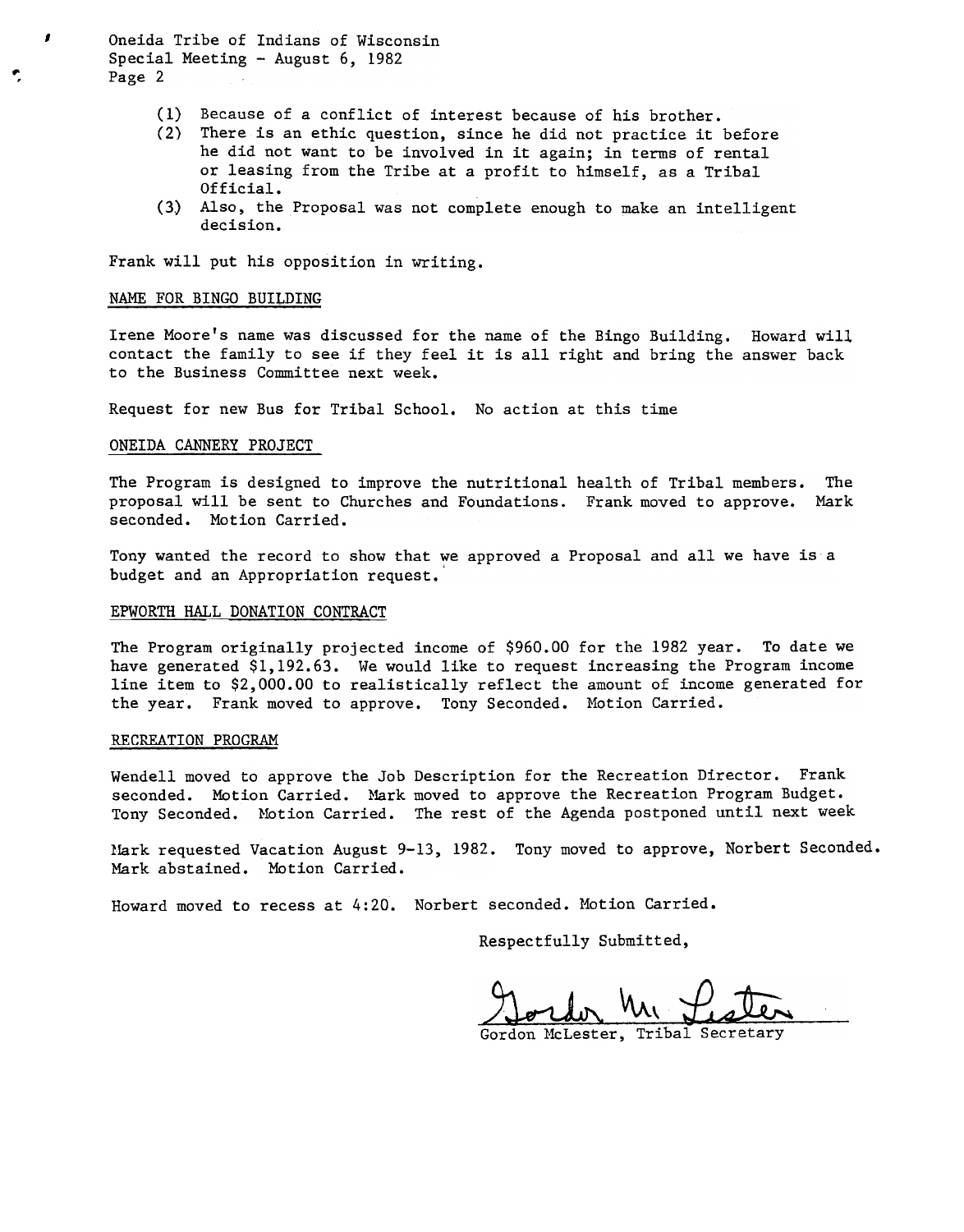(1) Because of a conflict of interest because of his brother.
(2) There is an ethic question, since he did not practice it before he did not want to be involved in it again; in terms of rental or leasing from the Tribe at a profit to himself, as a Tribal Official.
(3) Also, the Proposal was not complete enough to make an intelligent decision.

Frank will put his opposition in writing.

NAME FOR BINGO BUILDING

Irene Moore's name was discussed for the name of the Bingo Building. Howard will contact the family to see if they feel it is all right and bring the answer back to the Business Committee next week.

Request for new Bus for Tribal School. No action at this time

ONEIDA CANNERY PROJECT

The Program is designed to improve the nutritional health of Tribal members. The proposal will be sent to Churches and Foundations. Frank moved to approve. Mark seconded. Motion Carried.

Tony wanted the record to show that we approved a Proposal and all we have is a budget and an Appropriation request.

EPWORTH HALL DONATION CONTRACT

The Program originally projected income of $960.00 for the 1982 year. To date we have generated $1,192.63. We would like to request increasing the Program income line item to $2,000.00 to realistically reflect the amount of income generated for the year. Frank moved to approve. Tony Seconded. Motion Carried.

RECREATION PROGRAM

Wendell moved to approve the Job Description for the Recreation Director. Frank seconded. Motion Carried. Mark moved to approve the Recreation Program Budget. Tony Seconded. Motion Carried. The rest of the Agenda postponed until next week

Mark requested Vacation August 9-13, 1982. Tony moved to approve, Norbert Seconded. Mark abstained. Motion Carried.

Howard moved to recess at 4:20. Norbert seconded. Motion Carried.

Respectfully Submitted,

Gordon McLester, Tribal Secretary